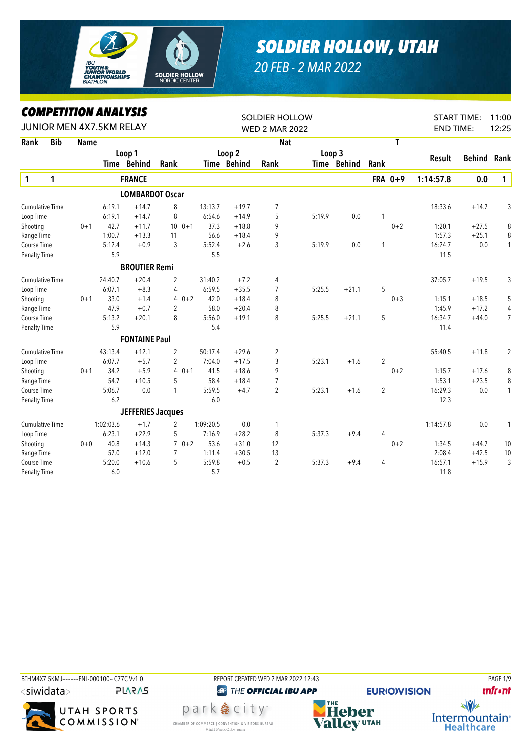# SOLDIER HOLLOW, UTAH

*20 FEB - 2 MAR 2022*

## COMPETITION ANALYSIS

JUNIOR MEN 4X7.5KM RELAY

SOLDIER HOLLOW
WED 2 MAR 2022

START TIME: 11:00
END TIME: 12:25

| Rank | Bib | Name | | Loop 1 Time | Loop 1 Behind | Loop 1 Rank | | Loop 2 Time | Loop 2 Behind | Loop 2 Rank | Loop 3 Time | Loop 3 Behind | Loop 3 Rank | Nat / T | Result | Behind | Rank |
|---|---|---|---|---|---|---|---|---|---|---|---|---|---|---|---|---|---|
| **1** | **1** | **FRANCE** | | | | | | | | | | | | **FRA 0+9** | **1:14:57.8** | **0.0** | **1** |
| | | **LOMBARDOT Oscar** | | | | | | | | | | | | | | | |
| Cumulative Time | | | | 6:19.1 | +14.7 | 8 | | 13:13.7 | +19.7 | 7 | | | | | 18:33.6 | +14.7 | 3 |
| Loop Time | | | | 6:19.1 | +14.7 | 8 | | 6:54.6 | +14.9 | 5 | 5:19.9 | 0.0 | 1 | | | | |
| Shooting | | | 0+1 | 42.7 | +11.7 | 10 | 0+1 | 37.3 | +18.8 | 9 | | | | 0+2 | 1:20.1 | +27.5 | 8 |
| Range Time | | | | 1:00.7 | +13.3 | 11 | | 56.6 | +18.4 | 9 | | | | | 1:57.3 | +25.1 | 8 |
| Course Time | | | | 5:12.4 | +0.9 | 3 | | 5:52.4 | +2.6 | 3 | 5:19.9 | 0.0 | 1 | | 16:24.7 | 0.0 | 1 |
| Penalty Time | | | | 5.9 | | | | 5.5 | | | | | | | 11.5 | | |
| | | **BROUTIER Remi** | | | | | | | | | | | | | | | |
| Cumulative Time | | | | 24:40.7 | +20.4 | 2 | | 31:40.2 | +7.2 | 4 | | | | | 37:05.7 | +19.5 | 3 |
| Loop Time | | | | 6:07.1 | +8.3 | 4 | | 6:59.5 | +35.5 | 7 | 5:25.5 | +21.1 | 5 | | | | |
| Shooting | | | 0+1 | 33.0 | +1.4 | 4 | 0+2 | 42.0 | +18.4 | 8 | | | | 0+3 | 1:15.1 | +18.5 | 5 |
| Range Time | | | | 47.9 | +0.7 | 2 | | 58.0 | +20.4 | 8 | | | | | 1:45.9 | +17.2 | 4 |
| Course Time | | | | 5:13.2 | +20.1 | 8 | | 5:56.0 | +19.1 | 8 | 5:25.5 | +21.1 | 5 | | 16:34.7 | +44.0 | 7 |
| Penalty Time | | | | 5.9 | | | | 5.4 | | | | | | | 11.4 | | |
| | | **FONTAINE Paul** | | | | | | | | | | | | | | | |
| Cumulative Time | | | | 43:13.4 | +12.1 | 2 | | 50:17.4 | +29.6 | 2 | | | | | 55:40.5 | +11.8 | 2 |
| Loop Time | | | | 6:07.7 | +5.7 | 2 | | 7:04.0 | +17.5 | 3 | 5:23.1 | +1.6 | 2 | | | | |
| Shooting | | | 0+1 | 34.2 | +5.9 | 4 | 0+1 | 41.5 | +18.6 | 9 | | | | 0+2 | 1:15.7 | +17.6 | 8 |
| Range Time | | | | 54.7 | +10.5 | 5 | | 58.4 | +18.4 | 7 | | | | | 1:53.1 | +23.5 | 8 |
| Course Time | | | | 5:06.7 | 0.0 | 1 | | 5:59.5 | +4.7 | 2 | 5:23.1 | +1.6 | 2 | | 16:29.3 | 0.0 | 1 |
| Penalty Time | | | | 6.2 | | | | 6.0 | | | | | | | 12.3 | | |
| | | **JEFFERIES Jacques** | | | | | | | | | | | | | | | |
| Cumulative Time | | | | 1:02:03.6 | +1.7 | 2 | | 1:09:20.5 | 0.0 | 1 | | | | | 1:14:57.8 | 0.0 | 1 |
| Loop Time | | | | 6:23.1 | +22.9 | 5 | | 7:16.9 | +28.2 | 8 | 5:37.3 | +9.4 | 4 | | | | |
| Shooting | | | 0+0 | 40.8 | +14.3 | 7 | 0+2 | 53.6 | +31.0 | 12 | | | | 0+2 | 1:34.5 | +44.7 | 10 |
| Range Time | | | | 57.0 | +12.0 | 7 | | 1:11.4 | +30.5 | 13 | | | | | 2:08.4 | +42.5 | 10 |
| Course Time | | | | 5:20.0 | +10.6 | 5 | | 5:59.8 | +0.5 | 2 | 5:37.3 | +9.4 | 4 | | 16:57.1 | +15.9 | 3 |
| Penalty Time | | | | 6.0 | | | | 5.7 | | | | | | | 11.8 | | |

BTHM4X7.5KMJ----------FNL-000100-- C77C Vv1.0. REPORT CREATED WED 2 MAR 2022 12:43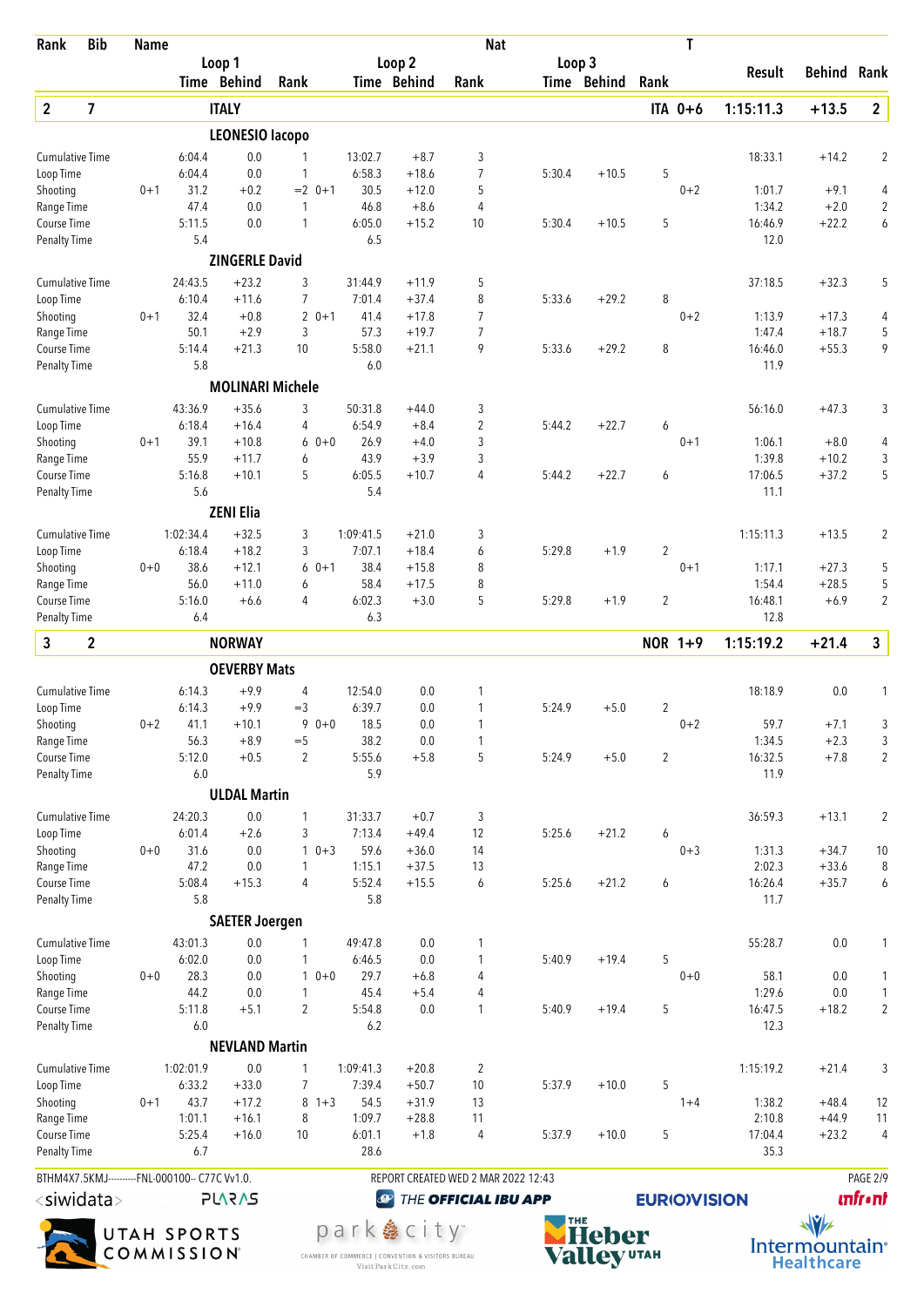| Rank | Bib | Name | | | | | | | Nat | | | | T | | | |
|---|---|---|---|---|---|---|---|---|---|---|---|---|---|---|---|---|
| | | | Loop 1 | | | Loop 2 | | | Loop 3 | | | | | Result | Behind | Rank |
| | | | Time | Behind | Rank | Time | Behind | Rank | Time | Behind | Rank | | | | | |
| **2** | **7** | | **ITALY** | | | | | | | | | **ITA** | **0+6** | **1:15:11.3** | **+13.5** | **2** |
| | | | **LEONESIO Iacopo** | | | | | | | | | | | | | |
| Cumulative Time | | | 6:04.4 | 0.0 | 1 | 13:02.7 | +8.7 | 3 | | | | | | 18:33.1 | +14.2 | 2 |
| Loop Time | | | 6:04.4 | 0.0 | 1 | 6:58.3 | +18.6 | 7 | 5:30.4 | +10.5 | 5 | | | | | |
| Shooting | | 0+1 | 31.2 | +0.2 | =2 0+1 | 30.5 | +12.0 | 5 | | | | | 0+2 | 1:01.7 | +9.1 | 4 |
| Range Time | | | 47.4 | 0.0 | 1 | 46.8 | +8.6 | 4 | | | | | | 1:34.2 | +2.0 | 2 |
| Course Time | | | 5:11.5 | 0.0 | 1 | 6:05.0 | +15.2 | 10 | 5:30.4 | +10.5 | 5 | | | 16:46.9 | +22.2 | 6 |
| Penalty Time | | | 5.4 | | | 6.5 | | | | | | | | 12.0 | | |
| | | | **ZINGERLE David** | | | | | | | | | | | | | |
| Cumulative Time | | | 24:43.5 | +23.2 | 3 | 31:44.9 | +11.9 | 5 | | | | | | 37:18.5 | +32.3 | 5 |
| Loop Time | | | 6:10.4 | +11.6 | 7 | 7:01.4 | +37.4 | 8 | 5:33.6 | +29.2 | 8 | | | | | |
| Shooting | | 0+1 | 32.4 | +0.8 | 2 0+1 | 41.4 | +17.8 | 7 | | | | | 0+2 | 1:13.9 | +17.3 | 4 |
| Range Time | | | 50.1 | +2.9 | 3 | 57.3 | +19.7 | 7 | | | | | | 1:47.4 | +18.7 | 5 |
| Course Time | | | 5:14.4 | +21.3 | 10 | 5:58.0 | +21.1 | 9 | 5:33.6 | +29.2 | 8 | | | 16:46.0 | +55.3 | 9 |
| Penalty Time | | | 5.8 | | | 6.0 | | | | | | | | 11.9 | | |
| | | | **MOLINARI Michele** | | | | | | | | | | | | | |
| Cumulative Time | | | 43:36.9 | +35.6 | 3 | 50:31.8 | +44.0 | 3 | | | | | | 56:16.0 | +47.3 | 3 |
| Loop Time | | | 6:18.4 | +16.4 | 4 | 6:54.9 | +8.4 | 2 | 5:44.2 | +22.7 | 6 | | | | | |
| Shooting | | 0+1 | 39.1 | +10.8 | 6 0+0 | 26.9 | +4.0 | 3 | | | | | 0+1 | 1:06.1 | +8.0 | 4 |
| Range Time | | | 55.9 | +11.7 | 6 | 43.9 | +3.9 | 3 | | | | | | 1:39.8 | +10.2 | 3 |
| Course Time | | | 5:16.8 | +10.1 | 5 | 6:05.5 | +10.7 | 4 | 5:44.2 | +22.7 | 6 | | | 17:06.5 | +37.2 | 5 |
| Penalty Time | | | 5.6 | | | 5.4 | | | | | | | | 11.1 | | |
| | | | **ZENI Elia** | | | | | | | | | | | | | |
| Cumulative Time | | | 1:02:34.4 | +32.5 | 3 | 1:09:41.5 | +21.0 | 3 | | | | | | 1:15:11.3 | +13.5 | 2 |
| Loop Time | | | 6:18.4 | +18.2 | 3 | 7:07.1 | +18.4 | 6 | 5:29.8 | +1.9 | 2 | | | | | |
| Shooting | | 0+0 | 38.6 | +12.1 | 6 0+1 | 38.4 | +15.8 | 8 | | | | | 0+1 | 1:17.1 | +27.3 | 5 |
| Range Time | | | 56.0 | +11.0 | 6 | 58.4 | +17.5 | 8 | | | | | | 1:54.4 | +28.5 | 5 |
| Course Time | | | 5:16.0 | +6.6 | 4 | 6:02.3 | +3.0 | 5 | 5:29.8 | +1.9 | 2 | | | 16:48.1 | +6.9 | 2 |
| Penalty Time | | | 6.4 | | | 6.3 | | | | | | | | 12.8 | | |
| **3** | **2** | | **NORWAY** | | | | | | | | | **NOR** | **1+9** | **1:15:19.2** | **+21.4** | **3** |
| | | | **OEVERBY Mats** | | | | | | | | | | | | | |
| Cumulative Time | | | 6:14.3 | +9.9 | 4 | 12:54.0 | 0.0 | 1 | | | | | | 18:18.9 | 0.0 | 1 |
| Loop Time | | | 6:14.3 | +9.9 | =3 | 6:39.7 | 0.0 | 1 | 5:24.9 | +5.0 | 2 | | | | | |
| Shooting | | 0+2 | 41.1 | +10.1 | 9 0+0 | 18.5 | 0.0 | 1 | | | | | 0+2 | 59.7 | +7.1 | 3 |
| Range Time | | | 56.3 | +8.9 | =5 | 38.2 | 0.0 | 1 | | | | | | 1:34.5 | +2.3 | 3 |
| Course Time | | | 5:12.0 | +0.5 | 2 | 5:55.6 | +5.8 | 5 | 5:24.9 | +5.0 | 2 | | | 16:32.5 | +7.8 | 2 |
| Penalty Time | | | 6.0 | | | 5.9 | | | | | | | | 11.9 | | |
| | | | **ULDAL Martin** | | | | | | | | | | | | | |
| Cumulative Time | | | 24:20.3 | 0.0 | 1 | 31:33.7 | +0.7 | 3 | | | | | | 36:59.3 | +13.1 | 2 |
| Loop Time | | | 6:01.4 | +2.6 | 3 | 7:13.4 | +49.4 | 12 | 5:25.6 | +21.2 | 6 | | | | | |
| Shooting | | 0+0 | 31.6 | 0.0 | 1 0+3 | 59.6 | +36.0 | 14 | | | | | 0+3 | 1:31.3 | +34.7 | 10 |
| Range Time | | | 47.2 | 0.0 | 1 | 1:15.1 | +37.5 | 13 | | | | | | 2:02.3 | +33.6 | 8 |
| Course Time | | | 5:08.4 | +15.3 | 4 | 5:52.4 | +15.5 | 6 | 5:25.6 | +21.2 | 6 | | | 16:26.4 | +35.7 | 6 |
| Penalty Time | | | 5.8 | | | 5.8 | | | | | | | | 11.7 | | |
| | | | **SAETER Joergen** | | | | | | | | | | | | | |
| Cumulative Time | | | 43:01.3 | 0.0 | 1 | 49:47.8 | 0.0 | 1 | | | | | | 55:28.7 | 0.0 | 1 |
| Loop Time | | | 6:02.0 | 0.0 | 1 | 6:46.5 | 0.0 | 1 | 5:40.9 | +19.4 | 5 | | | | | |
| Shooting | | 0+0 | 28.3 | 0.0 | 1 0+0 | 29.7 | +6.8 | 4 | | | | | 0+0 | 58.1 | 0.0 | 1 |
| Range Time | | | 44.2 | 0.0 | 1 | 45.4 | +5.4 | 4 | | | | | | 1:29.6 | 0.0 | 1 |
| Course Time | | | 5:11.8 | +5.1 | 2 | 5:54.8 | 0.0 | 1 | 5:40.9 | +19.4 | 5 | | | 16:47.5 | +18.2 | 2 |
| Penalty Time | | | 6.0 | | | 6.2 | | | | | | | | 12.3 | | |
| | | | **NEVLAND Martin** | | | | | | | | | | | | | |
| Cumulative Time | | | 1:02:01.9 | 0.0 | 1 | 1:09:41.3 | +20.8 | 2 | | | | | | 1:15:19.2 | +21.4 | 3 |
| Loop Time | | | 6:33.2 | +33.0 | 7 | 7:39.4 | +50.7 | 10 | 5:37.9 | +10.0 | 5 | | | | | |
| Shooting | | 0+1 | 43.7 | +17.2 | 8 1+3 | 54.5 | +31.9 | 13 | | | | | 1+4 | 1:38.2 | +48.4 | 12 |
| Range Time | | | 1:01.1 | +16.1 | 8 | 1:09.7 | +28.8 | 11 | | | | | | 2:10.8 | +44.9 | 11 |
| Course Time | | | 5:25.4 | +16.0 | 10 | 6:01.1 | +1.8 | 4 | 5:37.9 | +10.0 | 5 | | | 17:04.4 | +23.2 | 4 |
| Penalty Time | | | 6.7 | | | 28.6 | | | | | | | | 35.3 | | |

BTHM4X7.5KMJ---------FNL-000100-- C77C Vv1.0. REPORT CREATED WED 2 MAR 2022 12:43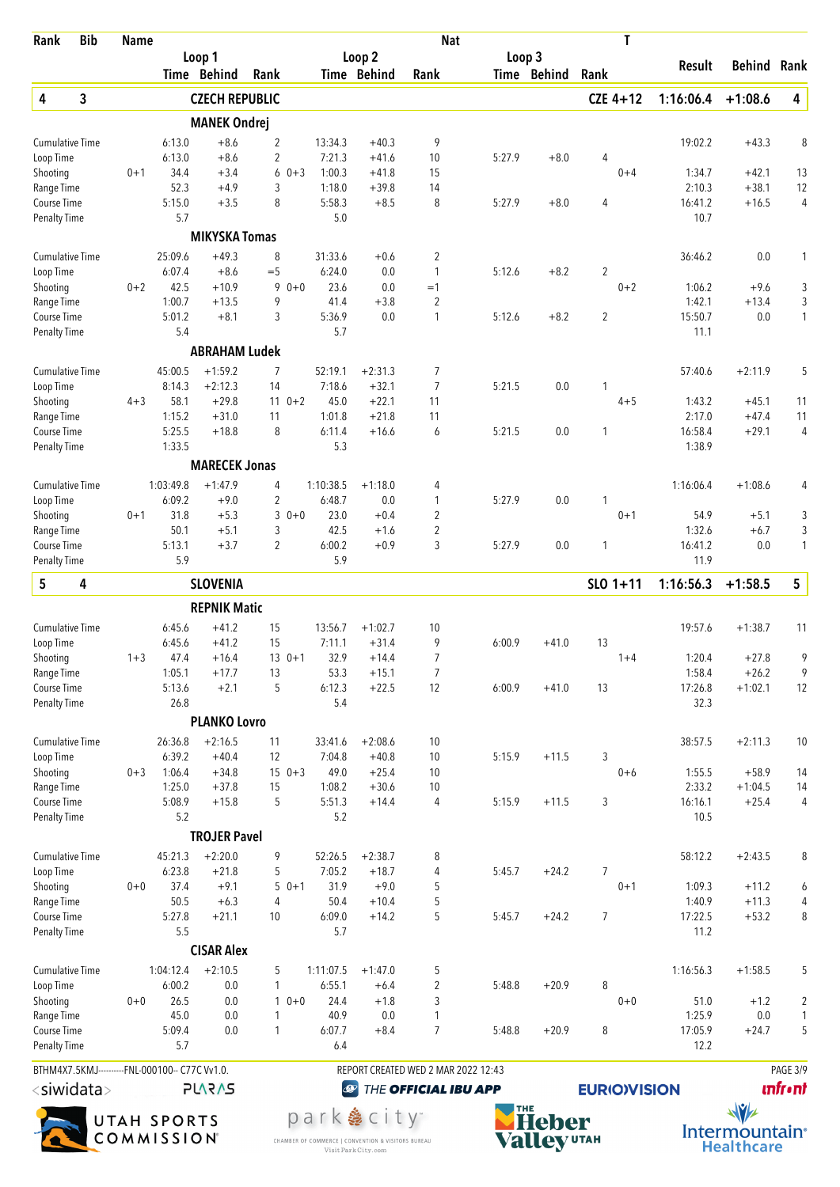| Rank | Bib | Name | Loop 1 Time | Loop 1 Behind | Loop 1 Rank | Loop 2 Time | Loop 2 Behind | Loop 2 Rank | Loop 3 Time | Loop 3 Behind | Loop 3 Rank | Nat T | Result | Behind | Rank |
|---|---|---|---|---|---|---|---|---|---|---|---|---|---|---|---|
| **4** | **3** | **CZECH REPUBLIC** | | | | | | | | | | **CZE 4+12** | **1:16:06.4** | **+1:08.6** | **4** |
| | | **MANEK Ondrej** | | | | | | | | | | | | | |
| Cumulative Time | | | 6:13.0 | +8.6 | 2 | 13:34.3 | +40.3 | 9 | | | | | 19:02.2 | +43.3 | 8 |
| Loop Time | | | 6:13.0 | +8.6 | 2 | 7:21.3 | +41.6 | 10 | 5:27.9 | +8.0 | 4 | | | | |
| Shooting | | 0+1 | 34.4 | +3.4 | 6 0+3 | 1:00.3 | +41.8 | 15 | | | | 0+4 | 1:34.7 | +42.1 | 13 |
| Range Time | | | 52.3 | +4.9 | 3 | 1:18.0 | +39.8 | 14 | | | | | 2:10.3 | +38.1 | 12 |
| Course Time | | | 5:15.0 | +3.5 | 8 | 5:58.3 | +8.5 | 8 | 5:27.9 | +8.0 | 4 | | 16:41.2 | +16.5 | 4 |
| Penalty Time | | | 5.7 | | | 5.0 | | | | | | | 10.7 | | |
| | | **MIKYSKA Tomas** | | | | | | | | | | | | | |
| Cumulative Time | | | 25:09.6 | +49.3 | 8 | 31:33.6 | +0.6 | 2 | | | | | 36:46.2 | 0.0 | 1 |
| Loop Time | | | 6:07.4 | +8.6 | =5 | 6:24.0 | 0.0 | 1 | 5:12.6 | +8.2 | 2 | | | | |
| Shooting | | 0+2 | 42.5 | +10.9 | 9 0+0 | 23.6 | 0.0 | =1 | | | | 0+2 | 1:06.2 | +9.6 | 3 |
| Range Time | | | 1:00.7 | +13.5 | 9 | 41.4 | +3.8 | 2 | | | | | 1:42.1 | +13.4 | 3 |
| Course Time | | | 5:01.2 | +8.1 | 3 | 5:36.9 | 0.0 | 1 | 5:12.6 | +8.2 | 2 | | 15:50.7 | 0.0 | 1 |
| Penalty Time | | | 5.4 | | | 5.7 | | | | | | | 11.1 | | |
| | | **ABRAHAM Ludek** | | | | | | | | | | | | | |
| Cumulative Time | | | 45:00.5 | +1:59.2 | 7 | 52:19.1 | +2:31.3 | 7 | | | | | 57:40.6 | +2:11.9 | 5 |
| Loop Time | | | 8:14.3 | +2:12.3 | 14 | 7:18.6 | +32.1 | 7 | 5:21.5 | 0.0 | 1 | | | | |
| Shooting | | 4+3 | 58.1 | +29.8 | 11 0+2 | 45.0 | +22.1 | 11 | | | | 4+5 | 1:43.2 | +45.1 | 11 |
| Range Time | | | 1:15.2 | +31.0 | 11 | 1:01.8 | +21.8 | 11 | | | | | 2:17.0 | +47.4 | 11 |
| Course Time | | | 5:25.5 | +18.8 | 8 | 6:11.4 | +16.6 | 6 | 5:21.5 | 0.0 | 1 | | 16:58.4 | +29.1 | 4 |
| Penalty Time | | | 1:33.5 | | | 5.3 | | | | | | | 1:38.9 | | |
| | | **MARECEK Jonas** | | | | | | | | | | | | | |
| Cumulative Time | | | 1:03:49.8 | +1:47.9 | 4 | 1:10:38.5 | +1:18.0 | 4 | | | | | 1:16:06.4 | +1:08.6 | 4 |
| Loop Time | | | 6:09.2 | +9.0 | 2 | 6:48.7 | 0.0 | 1 | 5:27.9 | 0.0 | 1 | | | | |
| Shooting | | 0+1 | 31.8 | +5.3 | 3 0+0 | 23.0 | +0.4 | 2 | | | | 0+1 | 54.9 | +5.1 | 3 |
| Range Time | | | 50.1 | +5.1 | 3 | 42.5 | +1.6 | 2 | | | | | 1:32.6 | +6.7 | 3 |
| Course Time | | | 5:13.1 | +3.7 | 2 | 6:00.2 | +0.9 | 3 | 5:27.9 | 0.0 | 1 | | 16:41.2 | 0.0 | 1 |
| Penalty Time | | | 5.9 | | | 5.9 | | | | | | | 11.9 | | |
| **5** | **4** | **SLOVENIA** | | | | | | | | | | **SLO 1+11** | **1:16:56.3** | **+1:58.5** | **5** |
| | | **REPNIK Matic** | | | | | | | | | | | | | |
| Cumulative Time | | | 6:45.6 | +41.2 | 15 | 13:56.7 | +1:02.7 | 10 | | | | | 19:57.6 | +1:38.7 | 11 |
| Loop Time | | | 6:45.6 | +41.2 | 15 | 7:11.1 | +31.4 | 9 | 6:00.9 | +41.0 | 13 | | | | |
| Shooting | | 1+3 | 47.4 | +16.4 | 13 0+1 | 32.9 | +14.4 | 7 | | | | 1+4 | 1:20.4 | +27.8 | 9 |
| Range Time | | | 1:05.1 | +17.7 | 13 | 53.3 | +15.1 | 7 | | | | | 1:58.4 | +26.2 | 9 |
| Course Time | | | 5:13.6 | +2.1 | 5 | 6:12.3 | +22.5 | 12 | 6:00.9 | +41.0 | 13 | | 17:26.8 | +1:02.1 | 12 |
| Penalty Time | | | 26.8 | | | 5.4 | | | | | | | 32.3 | | |
| | | **PLANKO Lovro** | | | | | | | | | | | | | |
| Cumulative Time | | | 26:36.8 | +2:16.5 | 11 | 33:41.6 | +2:08.6 | 10 | | | | | 38:57.5 | +2:11.3 | 10 |
| Loop Time | | | 6:39.2 | +40.4 | 12 | 7:04.8 | +40.8 | 10 | 5:15.9 | +11.5 | 3 | | | | |
| Shooting | | 0+3 | 1:06.4 | +34.8 | 15 0+3 | 49.0 | +25.4 | 10 | | | | 0+6 | 1:55.5 | +58.9 | 14 |
| Range Time | | | 1:25.0 | +37.8 | 15 | 1:08.2 | +30.6 | 10 | | | | | 2:33.2 | +1:04.5 | 14 |
| Course Time | | | 5:08.9 | +15.8 | 5 | 5:51.3 | +14.4 | 4 | 5:15.9 | +11.5 | 3 | | 16:16.1 | +25.4 | 4 |
| Penalty Time | | | 5.2 | | | 5.2 | | | | | | | 10.5 | | |
| | | **TROJER Pavel** | | | | | | | | | | | | | |
| Cumulative Time | | | 45:21.3 | +2:20.0 | 9 | 52:26.5 | +2:38.7 | 8 | | | | | 58:12.2 | +2:43.5 | 8 |
| Loop Time | | | 6:23.8 | +21.8 | 5 | 7:05.2 | +18.7 | 4 | 5:45.7 | +24.2 | 7 | | | | |
| Shooting | | 0+0 | 37.4 | +9.1 | 5 0+1 | 31.9 | +9.0 | 5 | | | | 0+1 | 1:09.3 | +11.2 | 6 |
| Range Time | | | 50.5 | +6.3 | 4 | 50.4 | +10.4 | 5 | | | | | 1:40.9 | +11.3 | 4 |
| Course Time | | | 5:27.8 | +21.1 | 10 | 6:09.0 | +14.2 | 5 | 5:45.7 | +24.2 | 7 | | 17:22.5 | +53.2 | 8 |
| Penalty Time | | | 5.5 | | | 5.7 | | | | | | | 11.2 | | |
| | | **CISAR Alex** | | | | | | | | | | | | | |
| Cumulative Time | | | 1:04:12.4 | +2:10.5 | 5 | 1:11:07.5 | +1:47.0 | 5 | | | | | 1:16:56.3 | +1:58.5 | 5 |
| Loop Time | | | 6:00.2 | 0.0 | 1 | 6:55.1 | +6.4 | 2 | 5:48.8 | +20.9 | 8 | | | | |
| Shooting | | 0+0 | 26.5 | 0.0 | 1 0+0 | 24.4 | +1.8 | 3 | | | | 0+0 | 51.0 | +1.2 | 2 |
| Range Time | | | 45.0 | 0.0 | 1 | 40.9 | 0.0 | 1 | | | | | 1:25.9 | 0.0 | 1 |
| Course Time | | | 5:09.4 | 0.0 | 1 | 6:07.7 | +8.4 | 7 | 5:48.8 | +20.9 | 8 | | 17:05.9 | +24.7 | 5 |
| Penalty Time | | | 5.7 | | | 6.4 | | | | | | | 12.2 | | |

BTHM4X7.5KMJ---------FNL-000100-- C77C Vv1.0. REPORT CREATED WED 2 MAR 2022 12:43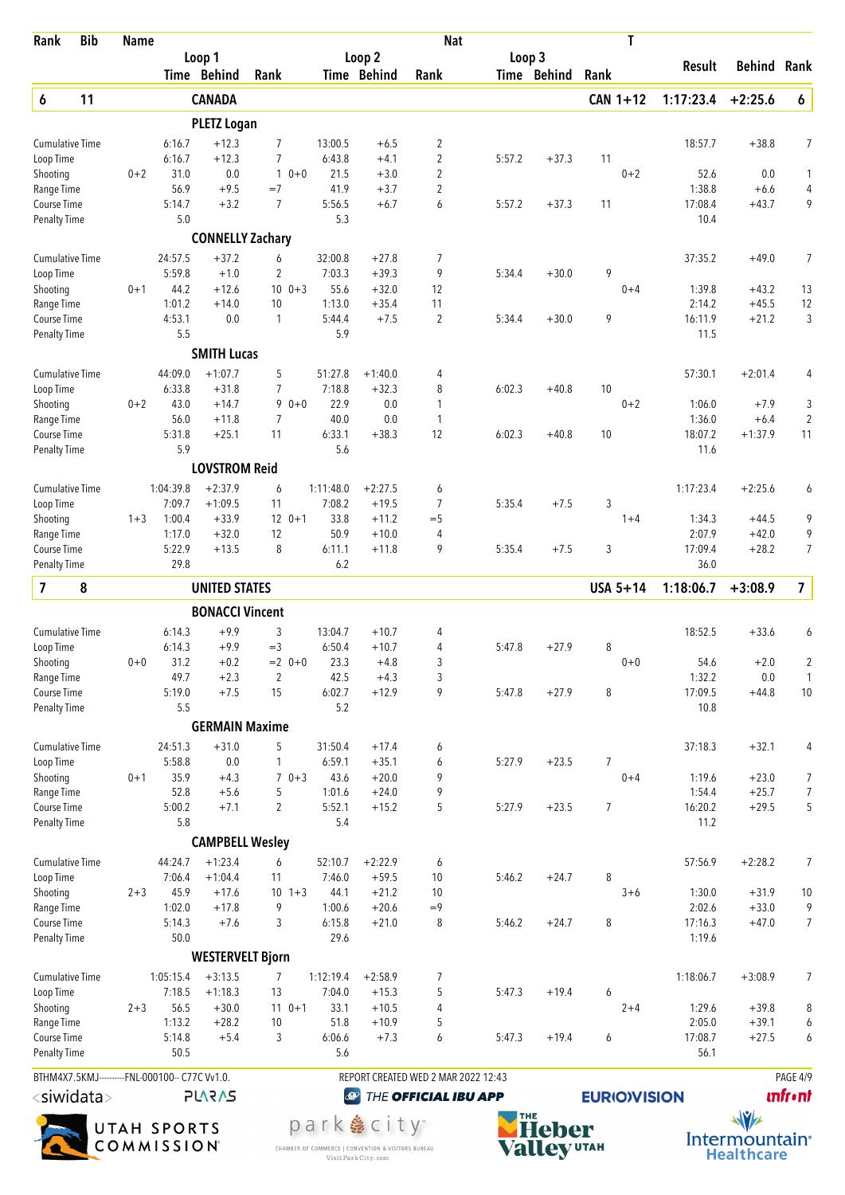| Rank | Bib | Name | Loop 1 Time | Loop 1 Behind | Loop 1 Rank | Loop 2 Time | Loop 2 Behind | Loop 2 Rank | Loop 3 Time | Loop 3 Behind | Loop 3 Rank | Result | Behind | Rank |
|---|---|---|---|---|---|---|---|---|---|---|---|---|---|---|
| **6** | **11** | **CANADA** | | | | | | | | | **CAN 1+12** | **1:17:23.4** | **+2:25.6** | **6** |

**PLETZ Logan**

| | | Loop 1 Time | Loop 1 Behind | Loop 1 Rank | | Loop 2 Time | Loop 2 Behind | Loop 2 Rank | Loop 3 Time | Loop 3 Behind | Loop 3 Rank | | Result | Behind | Rank |
|---|---|---|---|---|---|---|---|---|---|---|---|---|---|---|---|
| Cumulative Time | | 6:16.7 | +12.3 | 7 | | 13:00.5 | +6.5 | 2 | | | | | 18:57.7 | +38.8 | 7 |
| Loop Time | | 6:16.7 | +12.3 | 7 | | 6:43.8 | +4.1 | 2 | 5:57.2 | +37.3 | 11 | | | | |
| Shooting | 0+2 | 31.0 | 0.0 | 1 | 0+0 | 21.5 | +3.0 | 2 | | | | 0+2 | 52.6 | 0.0 | 1 |
| Range Time | | 56.9 | +9.5 | =7 | | 41.9 | +3.7 | 2 | | | | | 1:38.8 | +6.6 | 4 |
| Course Time | | 5:14.7 | +3.2 | 7 | | 5:56.5 | +6.7 | 6 | 5:57.2 | +37.3 | 11 | | 17:08.4 | +43.7 | 9 |
| Penalty Time | | 5.0 | | | | 5.3 | | | | | | | 10.4 | | |

**CONNELLY Zachary**

| | | Loop 1 Time | Loop 1 Behind | Loop 1 Rank | | Loop 2 Time | Loop 2 Behind | Loop 2 Rank | Loop 3 Time | Loop 3 Behind | Loop 3 Rank | | Result | Behind | Rank |
|---|---|---|---|---|---|---|---|---|---|---|---|---|---|---|---|
| Cumulative Time | | 24:57.5 | +37.2 | 6 | | 32:00.8 | +27.8 | 7 | | | | | 37:35.2 | +49.0 | 7 |
| Loop Time | | 5:59.8 | +1.0 | 2 | | 7:03.3 | +39.3 | 9 | 5:34.4 | +30.0 | 9 | | | | |
| Shooting | 0+1 | 44.2 | +12.6 | 10 | 0+3 | 55.6 | +32.0 | 12 | | | | 0+4 | 1:39.8 | +43.2 | 13 |
| Range Time | | 1:01.2 | +14.0 | 10 | | 1:13.0 | +35.4 | 11 | | | | | 2:14.2 | +45.5 | 12 |
| Course Time | | 4:53.1 | 0.0 | 1 | | 5:44.4 | +7.5 | 2 | 5:34.4 | +30.0 | 9 | | 16:11.9 | +21.2 | 3 |
| Penalty Time | | 5.5 | | | | 5.9 | | | | | | | 11.5 | | |

**SMITH Lucas**

| | | Loop 1 Time | Loop 1 Behind | Loop 1 Rank | | Loop 2 Time | Loop 2 Behind | Loop 2 Rank | Loop 3 Time | Loop 3 Behind | Loop 3 Rank | | Result | Behind | Rank |
|---|---|---|---|---|---|---|---|---|---|---|---|---|---|---|---|
| Cumulative Time | | 44:09.0 | +1:07.7 | 5 | | 51:27.8 | +1:40.0 | 4 | | | | | 57:30.1 | +2:01.4 | 4 |
| Loop Time | | 6:33.8 | +31.8 | 7 | | 7:18.8 | +32.3 | 8 | 6:02.3 | +40.8 | 10 | | | | |
| Shooting | 0+2 | 43.0 | +14.7 | 9 | 0+0 | 22.9 | 0.0 | 1 | | | | 0+2 | 1:06.0 | +7.9 | 3 |
| Range Time | | 56.0 | +11.8 | 7 | | 40.0 | 0.0 | 1 | | | | | 1:36.0 | +6.4 | 2 |
| Course Time | | 5:31.8 | +25.1 | 11 | | 6:33.1 | +38.3 | 12 | 6:02.3 | +40.8 | 10 | | 18:07.2 | +1:37.9 | 11 |
| Penalty Time | | 5.9 | | | | 5.6 | | | | | | | 11.6 | | |

**LOVSTROM Reid**

| | | Loop 1 Time | Loop 1 Behind | Loop 1 Rank | | Loop 2 Time | Loop 2 Behind | Loop 2 Rank | Loop 3 Time | Loop 3 Behind | Loop 3 Rank | | Result | Behind | Rank |
|---|---|---|---|---|---|---|---|---|---|---|---|---|---|---|---|
| Cumulative Time | | 1:04:39.8 | +2:37.9 | 6 | | 1:11:48.0 | +2:27.5 | 6 | | | | | 1:17:23.4 | +2:25.6 | 6 |
| Loop Time | | 7:09.7 | +1:09.5 | 11 | | 7:08.2 | +19.5 | 7 | 5:35.4 | +7.5 | 3 | | | | |
| Shooting | 1+3 | 1:00.4 | +33.9 | 12 | 0+1 | 33.8 | +11.2 | =5 | | | | 1+4 | 1:34.3 | +44.5 | 9 |
| Range Time | | 1:17.0 | +32.0 | 12 | | 50.9 | +10.0 | 4 | | | | | 2:07.9 | +42.0 | 9 |
| Course Time | | 5:22.9 | +13.5 | 8 | | 6:11.1 | +11.8 | 9 | 5:35.4 | +7.5 | 3 | | 17:09.4 | +28.2 | 7 |
| Penalty Time | | 29.8 | | | | 6.2 | | | | | | | 36.0 | | |

| Rank | Bib | Name | | | | | | | | | Nat | Result | Behind | Rank |
|---|---|---|---|---|---|---|---|---|---|---|---|---|---|---|
| **7** | **8** | **UNITED STATES** | | | | | | | | | **USA 5+14** | **1:18:06.7** | **+3:08.9** | **7** |

**BONACCI Vincent**

| | | Loop 1 Time | Loop 1 Behind | Loop 1 Rank | | Loop 2 Time | Loop 2 Behind | Loop 2 Rank | Loop 3 Time | Loop 3 Behind | Loop 3 Rank | | Result | Behind | Rank |
|---|---|---|---|---|---|---|---|---|---|---|---|---|---|---|---|
| Cumulative Time | | 6:14.3 | +9.9 | 3 | | 13:04.7 | +10.7 | 4 | | | | | 18:52.5 | +33.6 | 6 |
| Loop Time | | 6:14.3 | +9.9 | =3 | | 6:50.4 | +10.7 | 4 | 5:47.8 | +27.9 | 8 | | | | |
| Shooting | 0+0 | 31.2 | +0.2 | =2 | 0+0 | 23.3 | +4.8 | 3 | | | | 0+0 | 54.6 | +2.0 | 2 |
| Range Time | | 49.7 | +2.3 | 2 | | 42.5 | +4.3 | 3 | | | | | 1:32.2 | 0.0 | 1 |
| Course Time | | 5:19.0 | +7.5 | 15 | | 6:02.7 | +12.9 | 9 | 5:47.8 | +27.9 | 8 | | 17:09.5 | +44.8 | 10 |
| Penalty Time | | 5.5 | | | | 5.2 | | | | | | | 10.8 | | |

**GERMAIN Maxime**

| | | Loop 1 Time | Loop 1 Behind | Loop 1 Rank | | Loop 2 Time | Loop 2 Behind | Loop 2 Rank | Loop 3 Time | Loop 3 Behind | Loop 3 Rank | | Result | Behind | Rank |
|---|---|---|---|---|---|---|---|---|---|---|---|---|---|---|---|
| Cumulative Time | | 24:51.3 | +31.0 | 5 | | 31:50.4 | +17.4 | 6 | | | | | 37:18.3 | +32.1 | 4 |
| Loop Time | | 5:58.8 | 0.0 | 1 | | 6:59.1 | +35.1 | 6 | 5:27.9 | +23.5 | 7 | | | | |
| Shooting | 0+1 | 35.9 | +4.3 | 7 | 0+3 | 43.6 | +20.0 | 9 | | | | 0+4 | 1:19.6 | +23.0 | 7 |
| Range Time | | 52.8 | +5.6 | 5 | | 1:01.6 | +24.0 | 9 | | | | | 1:54.4 | +25.7 | 7 |
| Course Time | | 5:00.2 | +7.1 | 2 | | 5:52.1 | +15.2 | 5 | 5:27.9 | +23.5 | 7 | | 16:20.2 | +29.5 | 5 |
| Penalty Time | | 5.8 | | | | 5.4 | | | | | | | 11.2 | | |

**CAMPBELL Wesley**

| | | Loop 1 Time | Loop 1 Behind | Loop 1 Rank | | Loop 2 Time | Loop 2 Behind | Loop 2 Rank | Loop 3 Time | Loop 3 Behind | Loop 3 Rank | | Result | Behind | Rank |
|---|---|---|---|---|---|---|---|---|---|---|---|---|---|---|---|
| Cumulative Time | | 44:24.7 | +1:23.4 | 6 | | 52:10.7 | +2:22.9 | 6 | | | | | 57:56.9 | +2:28.2 | 7 |
| Loop Time | | 7:06.4 | +1:04.4 | 11 | | 7:46.0 | +59.5 | 10 | 5:46.2 | +24.7 | 8 | | | | |
| Shooting | 2+3 | 45.9 | +17.6 | 10 | 1+3 | 44.1 | +21.2 | 10 | | | | 3+6 | 1:30.0 | +31.9 | 10 |
| Range Time | | 1:02.0 | +17.8 | 9 | | 1:00.6 | +20.6 | =9 | | | | | 2:02.6 | +33.0 | 9 |
| Course Time | | 5:14.3 | +7.6 | 3 | | 6:15.8 | +21.0 | 8 | 5:46.2 | +24.7 | 8 | | 17:16.3 | +47.0 | 7 |
| Penalty Time | | 50.0 | | | | 29.6 | | | | | | | 1:19.6 | | |

**WESTERVELT Bjorn**

| | | Loop 1 Time | Loop 1 Behind | Loop 1 Rank | | Loop 2 Time | Loop 2 Behind | Loop 2 Rank | Loop 3 Time | Loop 3 Behind | Loop 3 Rank | | Result | Behind | Rank |
|---|---|---|---|---|---|---|---|---|---|---|---|---|---|---|---|
| Cumulative Time | | 1:05:15.4 | +3:13.5 | 7 | | 1:12:19.4 | +2:58.9 | 7 | | | | | 1:18:06.7 | +3:08.9 | 7 |
| Loop Time | | 7:18.5 | +1:18.3 | 13 | | 7:04.0 | +15.3 | 5 | 5:47.3 | +19.4 | 6 | | | | |
| Shooting | 2+3 | 56.5 | +30.0 | 11 | 0+1 | 33.1 | +10.5 | 4 | | | | 2+4 | 1:29.6 | +39.8 | 8 |
| Range Time | | 1:13.2 | +28.2 | 10 | | 51.8 | +10.9 | 5 | | | | | 2:05.0 | +39.1 | 6 |
| Course Time | | 5:14.8 | +5.4 | 3 | | 6:06.6 | +7.3 | 6 | 5:47.3 | +19.4 | 6 | | 17:08.7 | +27.5 | 6 |
| Penalty Time | | 50.5 | | | | 5.6 | | | | | | | 56.1 | | |

BTHM4X7.5KMJ---------FNL-000100-- C77C Vv1.0. REPORT CREATED WED 2 MAR 2022 12:43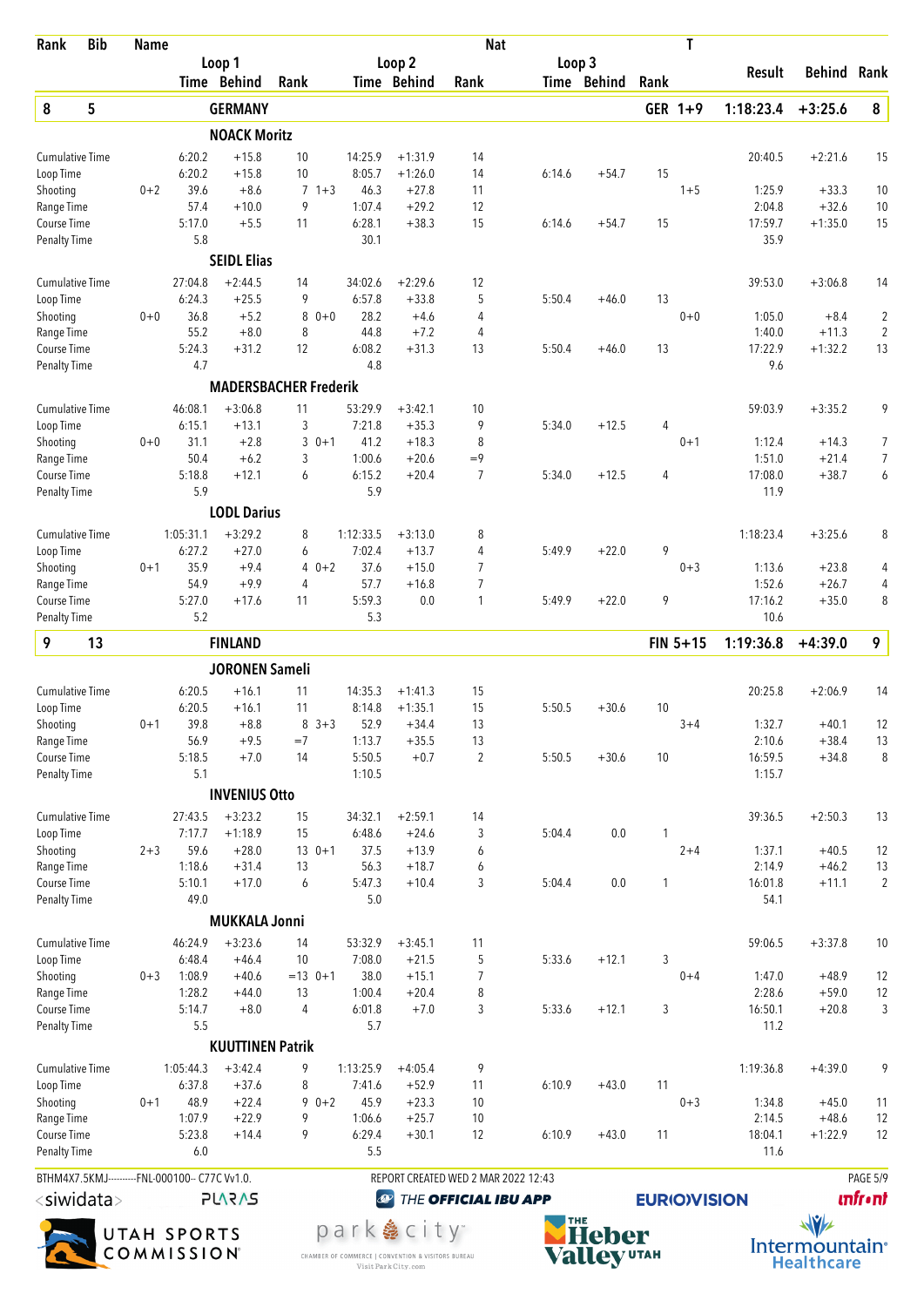| Rank | Bib | Name | Loop 1 Time | Loop 1 Behind | Loop 1 Rank | Loop 2 Time | Loop 2 Behind | Loop 2 Rank | Loop 3 Time | Loop 3 Behind | Loop 3 Rank | T | Result | Behind | Rank |
|---|---|---|---|---|---|---|---|---|---|---|---|---|---|---|---|
| **8** | **5** | **GERMANY** | | | | | | | | | | **GER 1+9** | **1:18:23.4** | **+3:25.6** | **8** |
| | | **NOACK Moritz** | | | | | | | | | | | | | |
| Cumulative Time | | | 6:20.2 | +15.8 | 10 | 14:25.9 | +1:31.9 | 14 | | | | | 20:40.5 | +2:21.6 | 15 |
| Loop Time | | | 6:20.2 | +15.8 | 10 | 8:05.7 | +1:26.0 | 14 | 6:14.6 | +54.7 | 15 | | | | |
| Shooting | | 0+2 | 39.6 | +8.6 | 7 1+3 | 46.3 | +27.8 | 11 | | | | 1+5 | 1:25.9 | +33.3 | 10 |
| Range Time | | | 57.4 | +10.0 | 9 | 1:07.4 | +29.2 | 12 | | | | | 2:04.8 | +32.6 | 10 |
| Course Time | | | 5:17.0 | +5.5 | 11 | 6:28.1 | +38.3 | 15 | 6:14.6 | +54.7 | 15 | | 17:59.7 | +1:35.0 | 15 |
| Penalty Time | | | 5.8 | | | 30.1 | | | | | | | 35.9 | | |
| | | **SEIDL Elias** | | | | | | | | | | | | | |
| Cumulative Time | | | 27:04.8 | +2:44.5 | 14 | 34:02.6 | +2:29.6 | 12 | | | | | 39:53.0 | +3:06.8 | 14 |
| Loop Time | | | 6:24.3 | +25.5 | 9 | 6:57.8 | +33.8 | 5 | 5:50.4 | +46.0 | 13 | | | | |
| Shooting | | 0+0 | 36.8 | +5.2 | 8 0+0 | 28.2 | +4.6 | 4 | | | | 0+0 | 1:05.0 | +8.4 | 2 |
| Range Time | | | 55.2 | +8.0 | 8 | 44.8 | +7.2 | 4 | | | | | 1:40.0 | +11.3 | 2 |
| Course Time | | | 5:24.3 | +31.2 | 12 | 6:08.2 | +31.3 | 13 | 5:50.4 | +46.0 | 13 | | 17:22.9 | +1:32.2 | 13 |
| Penalty Time | | | 4.7 | | | 4.8 | | | | | | | 9.6 | | |
| | | **MADERSBACHER Frederik** | | | | | | | | | | | | | |
| Cumulative Time | | | 46:08.1 | +3:06.8 | 11 | 53:29.9 | +3:42.1 | 10 | | | | | 59:03.9 | +3:35.2 | 9 |
| Loop Time | | | 6:15.1 | +13.1 | 3 | 7:21.8 | +35.3 | 9 | 5:34.0 | +12.5 | 4 | | | | |
| Shooting | | 0+0 | 31.1 | +2.8 | 3 0+1 | 41.2 | +18.3 | 8 | | | | 0+1 | 1:12.4 | +14.3 | 7 |
| Range Time | | | 50.4 | +6.2 | 3 | 1:00.6 | +20.6 | =9 | | | | | 1:51.0 | +21.4 | 7 |
| Course Time | | | 5:18.8 | +12.1 | 6 | 6:15.2 | +20.4 | 7 | 5:34.0 | +12.5 | 4 | | 17:08.0 | +38.7 | 6 |
| Penalty Time | | | 5.9 | | | 5.9 | | | | | | | 11.9 | | |
| | | **LODL Darius** | | | | | | | | | | | | | |
| Cumulative Time | | | 1:05:31.1 | +3:29.2 | 8 | 1:12:33.5 | +3:13.0 | 8 | | | | | 1:18:23.4 | +3:25.6 | 8 |
| Loop Time | | | 6:27.2 | +27.0 | 6 | 7:02.4 | +13.7 | 4 | 5:49.9 | +22.0 | 9 | | | | |
| Shooting | | 0+1 | 35.9 | +9.4 | 4 0+2 | 37.6 | +15.0 | 7 | | | | 0+3 | 1:13.6 | +23.8 | 4 |
| Range Time | | | 54.9 | +9.9 | 4 | 57.7 | +16.8 | 7 | | | | | 1:52.6 | +26.7 | 4 |
| Course Time | | | 5:27.0 | +17.6 | 11 | 5:59.3 | 0.0 | 1 | 5:49.9 | +22.0 | 9 | | 17:16.2 | +35.0 | 8 |
| Penalty Time | | | 5.2 | | | 5.3 | | | | | | | 10.6 | | |
| **9** | **13** | **FINLAND** | | | | | | | | | | **FIN 5+15** | **1:19:36.8** | **+4:39.0** | **9** |
| | | **JORONEN Sameli** | | | | | | | | | | | | | |
| Cumulative Time | | | 6:20.5 | +16.1 | 11 | 14:35.3 | +1:41.3 | 15 | | | | | 20:25.8 | +2:06.9 | 14 |
| Loop Time | | | 6:20.5 | +16.1 | 11 | 8:14.8 | +1:35.1 | 15 | 5:50.5 | +30.6 | 10 | | | | |
| Shooting | | 0+1 | 39.8 | +8.8 | 8 3+3 | 52.9 | +34.4 | 13 | | | | 3+4 | 1:32.7 | +40.1 | 12 |
| Range Time | | | 56.9 | +9.5 | =7 | 1:13.7 | +35.5 | 13 | | | | | 2:10.6 | +38.4 | 13 |
| Course Time | | | 5:18.5 | +7.0 | 14 | 5:50.5 | +0.7 | 2 | 5:50.5 | +30.6 | 10 | | 16:59.5 | +34.8 | 8 |
| Penalty Time | | | 5.1 | | | 1:10.5 | | | | | | | 1:15.7 | | |
| | | **INVENIUS Otto** | | | | | | | | | | | | | |
| Cumulative Time | | | 27:43.5 | +3:23.2 | 15 | 34:32.1 | +2:59.1 | 14 | | | | | 39:36.5 | +2:50.3 | 13 |
| Loop Time | | | 7:17.7 | +1:18.9 | 15 | 6:48.6 | +24.6 | 3 | 5:04.4 | 0.0 | 1 | | | | |
| Shooting | | 2+3 | 59.6 | +28.0 | 13 0+1 | 37.5 | +13.9 | 6 | | | | 2+4 | 1:37.1 | +40.5 | 12 |
| Range Time | | | 1:18.6 | +31.4 | 13 | 56.3 | +18.7 | 6 | | | | | 2:14.9 | +46.2 | 13 |
| Course Time | | | 5:10.1 | +17.0 | 6 | 5:47.3 | +10.4 | 3 | 5:04.4 | 0.0 | 1 | | 16:01.8 | +11.1 | 2 |
| Penalty Time | | | 49.0 | | | 5.0 | | | | | | | 54.1 | | |
| | | **MUKKALA Jonni** | | | | | | | | | | | | | |
| Cumulative Time | | | 46:24.9 | +3:23.6 | 14 | 53:32.9 | +3:45.1 | 11 | | | | | 59:06.5 | +3:37.8 | 10 |
| Loop Time | | | 6:48.4 | +46.4 | 10 | 7:08.0 | +21.5 | 5 | 5:33.6 | +12.1 | 3 | | | | |
| Shooting | | 0+3 | 1:08.9 | +40.6 | =13 0+1 | 38.0 | +15.1 | 7 | | | | 0+4 | 1:47.0 | +48.9 | 12 |
| Range Time | | | 1:28.2 | +44.0 | 13 | 1:00.4 | +20.4 | 8 | | | | | 2:28.6 | +59.0 | 12 |
| Course Time | | | 5:14.7 | +8.0 | 4 | 6:01.8 | +7.0 | 3 | 5:33.6 | +12.1 | 3 | | 16:50.1 | +20.8 | 3 |
| Penalty Time | | | 5.5 | | | 5.7 | | | | | | | 11.2 | | |
| | | **KUUTTINEN Patrik** | | | | | | | | | | | | | |
| Cumulative Time | | | 1:05:44.3 | +3:42.4 | 9 | 1:13:25.9 | +4:05.4 | 9 | | | | | 1:19:36.8 | +4:39.0 | 9 |
| Loop Time | | | 6:37.8 | +37.6 | 8 | 7:41.6 | +52.9 | 11 | 6:10.9 | +43.0 | 11 | | | | |
| Shooting | | 0+1 | 48.9 | +22.4 | 9 0+2 | 45.9 | +23.3 | 10 | | | | 0+3 | 1:34.8 | +45.0 | 11 |
| Range Time | | | 1:07.9 | +22.9 | 9 | 1:06.6 | +25.7 | 10 | | | | | 2:14.5 | +48.6 | 12 |
| Course Time | | | 5:23.8 | +14.4 | 9 | 6:29.4 | +30.1 | 12 | 6:10.9 | +43.0 | 11 | | 18:04.1 | +1:22.9 | 12 |
| Penalty Time | | | 6.0 | | | 5.5 | | | | | | | 11.6 | | |

BTHM4X7.5KMJ----------FNL-000100-- C77C Vv1.0. REPORT CREATED WED 2 MAR 2022 12:43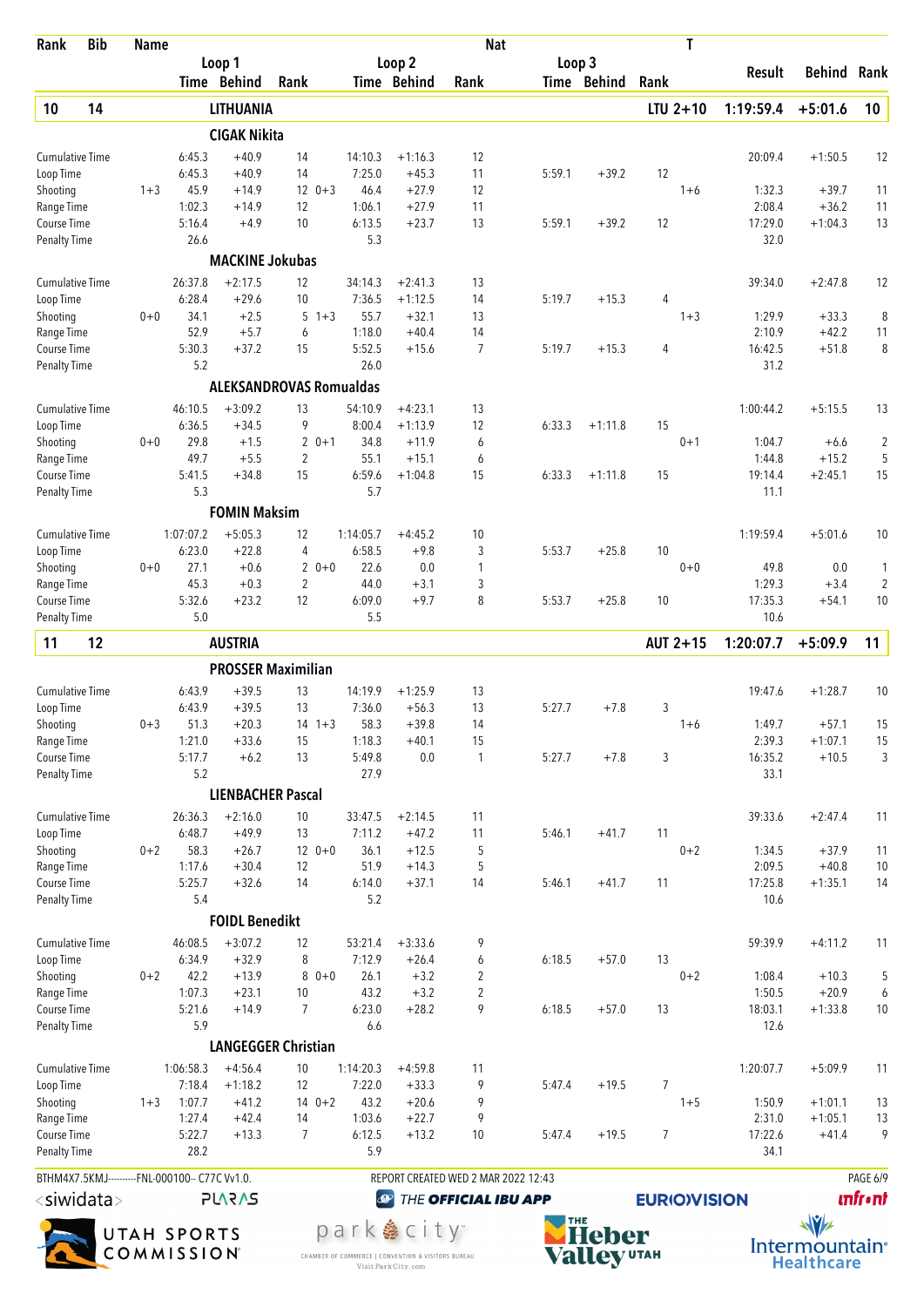| Rank | Bib | Name | | | | | | | | Nat | | | | T | | | |
|---|---|---|---|---|---|---|---|---|---|---|---|---|---|---|---|---|---|
| | | | Loop 1 | | | Loop 2 | | | Loop 3 | | | | | | Result | Behind | Rank |
| | | | Time | Behind | Rank | Time | Behind | Rank | Time | Behind | Rank | | | | | | |
| **10** | **14** | **LITHUANIA** | | | | | | | | | | | **LTU 2+10** | | **1:19:59.4** | **+5:01.6** | **10** |
| | | **CIGAK Nikita** | | | | | | | | | | | | | | | |
| Cumulative Time | | | 6:45.3 | +40.9 | 14 | 14:10.3 | +1:16.3 | 12 | | | | | | | 20:09.4 | +1:50.5 | 12 |
| Loop Time | | | 6:45.3 | +40.9 | 14 | 7:25.0 | +45.3 | 11 | 5:59.1 | +39.2 | 12 | | | | | | |
| Shooting | | 1+3 | 45.9 | +14.9 | 12 | 0+3 | 46.4 | +27.9 | 12 | | | | 1+6 | | 1:32.3 | +39.7 | 11 |
| Range Time | | | 1:02.3 | +14.9 | 12 | 1:06.1 | +27.9 | 11 | | | | | | | 2:08.4 | +36.2 | 11 |
| Course Time | | | 5:16.4 | +4.9 | 10 | 6:13.5 | +23.7 | 13 | 5:59.1 | +39.2 | 12 | | | | 17:29.0 | +1:04.3 | 13 |
| Penalty Time | | | 26.6 | | | 5.3 | | | | | | | | | 32.0 | | |
| | | **MACKINE Jokubas** | | | | | | | | | | | | | | | |
| Cumulative Time | | | 26:37.8 | +2:17.5 | 12 | 34:14.3 | +2:41.3 | 13 | | | | | | | 39:34.0 | +2:47.8 | 12 |
| Loop Time | | | 6:28.4 | +29.6 | 10 | 7:36.5 | +1:12.5 | 14 | 5:19.7 | +15.3 | 4 | | | | | | |
| Shooting | | 0+0 | 34.1 | +2.5 | 5 | 1+3 | 55.7 | +32.1 | 13 | | | | 1+3 | | 1:29.9 | +33.3 | 8 |
| Range Time | | | 52.9 | +5.7 | 6 | 1:18.0 | +40.4 | 14 | | | | | | | 2:10.9 | +42.2 | 11 |
| Course Time | | | 5:30.3 | +37.2 | 15 | 5:52.5 | +15.6 | 7 | 5:19.7 | +15.3 | 4 | | | | 16:42.5 | +51.8 | 8 |
| Penalty Time | | | 5.2 | | | 26.0 | | | | | | | | | 31.2 | | |
| | | **ALEKSANDROVAS Romualdas** | | | | | | | | | | | | | | | |
| Cumulative Time | | | 46:10.5 | +3:09.2 | 13 | 54:10.9 | +4:23.1 | 13 | | | | | | | 1:00:44.2 | +5:15.5 | 13 |
| Loop Time | | | 6:36.5 | +34.5 | 9 | 8:00.4 | +1:13.9 | 12 | 6:33.3 | +1:11.8 | 15 | | | | | | |
| Shooting | | 0+0 | 29.8 | +1.5 | 2 | 0+1 | 34.8 | +11.9 | 6 | | | | 0+1 | | 1:04.7 | +6.6 | 2 |
| Range Time | | | 49.7 | +5.5 | 2 | 55.1 | +15.1 | 6 | | | | | | | 1:44.8 | +15.2 | 5 |
| Course Time | | | 5:41.5 | +34.8 | 15 | 6:59.6 | +1:04.8 | 15 | 6:33.3 | +1:11.8 | 15 | | | | 19:14.4 | +2:45.1 | 15 |
| Penalty Time | | | 5.3 | | | 5.7 | | | | | | | | | 11.1 | | |
| | | **FOMIN Maksim** | | | | | | | | | | | | | | | |
| Cumulative Time | | | 1:07:07.2 | +5:05.3 | 12 | 1:14:05.7 | +4:45.2 | 10 | | | | | | | 1:19:59.4 | +5:01.6 | 10 |
| Loop Time | | | 6:23.0 | +22.8 | 4 | 6:58.5 | +9.8 | 3 | 5:53.7 | +25.8 | 10 | | | | | | |
| Shooting | | 0+0 | 27.1 | +0.6 | 2 | 0+0 | 22.6 | 0.0 | 1 | | | | 0+0 | | 49.8 | 0.0 | 1 |
| Range Time | | | 45.3 | +0.3 | 2 | 44.0 | +3.1 | 3 | | | | | | | 1:29.3 | +3.4 | 2 |
| Course Time | | | 5:32.6 | +23.2 | 12 | 6:09.0 | +9.7 | 8 | 5:53.7 | +25.8 | 10 | | | | 17:35.3 | +54.1 | 10 |
| Penalty Time | | | 5.0 | | | 5.5 | | | | | | | | | 10.6 | | |
| **11** | **12** | **AUSTRIA** | | | | | | | | | | | **AUT 2+15** | | **1:20:07.7** | **+5:09.9** | **11** |
| | | **PROSSER Maximilian** | | | | | | | | | | | | | | | |
| Cumulative Time | | | 6:43.9 | +39.5 | 13 | 14:19.9 | +1:25.9 | 13 | | | | | | | 19:47.6 | +1:28.7 | 10 |
| Loop Time | | | 6:43.9 | +39.5 | 13 | 7:36.0 | +56.3 | 13 | 5:27.7 | +7.8 | 3 | | | | | | |
| Shooting | | 0+3 | 51.3 | +20.3 | 14 | 1+3 | 58.3 | +39.8 | 14 | | | | 1+6 | | 1:49.7 | +57.1 | 15 |
| Range Time | | | 1:21.0 | +33.6 | 15 | 1:18.3 | +40.1 | 15 | | | | | | | 2:39.3 | +1:07.1 | 15 |
| Course Time | | | 5:17.7 | +6.2 | 13 | 5:49.8 | 0.0 | 1 | 5:27.7 | +7.8 | 3 | | | | 16:35.2 | +10.5 | 3 |
| Penalty Time | | | 5.2 | | | 27.9 | | | | | | | | | 33.1 | | |
| | | **LIENBACHER Pascal** | | | | | | | | | | | | | | | |
| Cumulative Time | | | 26:36.3 | +2:16.0 | 10 | 33:47.5 | +2:14.5 | 11 | | | | | | | 39:33.6 | +2:47.4 | 11 |
| Loop Time | | | 6:48.7 | +49.9 | 13 | 7:11.2 | +47.2 | 11 | 5:46.1 | +41.7 | 11 | | | | | | |
| Shooting | | 0+2 | 58.3 | +26.7 | 12 | 0+0 | 36.1 | +12.5 | 5 | | | | 0+2 | | 1:34.5 | +37.9 | 11 |
| Range Time | | | 1:17.6 | +30.4 | 12 | 51.9 | +14.3 | 5 | | | | | | | 2:09.5 | +40.8 | 10 |
| Course Time | | | 5:25.7 | +32.6 | 14 | 6:14.0 | +37.1 | 14 | 5:46.1 | +41.7 | 11 | | | | 17:25.8 | +1:35.1 | 14 |
| Penalty Time | | | 5.4 | | | 5.2 | | | | | | | | | 10.6 | | |
| | | **FOIDL Benedikt** | | | | | | | | | | | | | | | |
| Cumulative Time | | | 46:08.5 | +3:07.2 | 12 | 53:21.4 | +3:33.6 | 9 | | | | | | | 59:39.9 | +4:11.2 | 11 |
| Loop Time | | | 6:34.9 | +32.9 | 8 | 7:12.9 | +26.4 | 6 | 6:18.5 | +57.0 | 13 | | | | | | |
| Shooting | | 0+2 | 42.2 | +13.9 | 8 | 0+0 | 26.1 | +3.2 | 2 | | | | 0+2 | | 1:08.4 | +10.3 | 5 |
| Range Time | | | 1:07.3 | +23.1 | 10 | 43.2 | +3.2 | 2 | | | | | | | 1:50.5 | +20.9 | 6 |
| Course Time | | | 5:21.6 | +14.9 | 7 | 6:23.0 | +28.2 | 9 | 6:18.5 | +57.0 | 13 | | | | 18:03.1 | +1:33.8 | 10 |
| Penalty Time | | | 5.9 | | | 6.6 | | | | | | | | | 12.6 | | |
| | | **LANGEGGER Christian** | | | | | | | | | | | | | | | |
| Cumulative Time | | | 1:06:58.3 | +4:56.4 | 10 | 1:14:20.3 | +4:59.8 | 11 | | | | | | | 1:20:07.7 | +5:09.9 | 11 |
| Loop Time | | | 7:18.4 | +1:18.2 | 12 | 7:22.0 | +33.3 | 9 | 5:47.4 | +19.5 | 7 | | | | | | |
| Shooting | | 1+3 | 1:07.7 | +41.2 | 14 | 0+2 | 43.2 | +20.6 | 9 | | | | 1+5 | | 1:50.9 | +1:01.1 | 13 |
| Range Time | | | 1:27.4 | +42.4 | 14 | 1:03.6 | +22.7 | 9 | | | | | | | 2:31.0 | +1:05.1 | 13 |
| Course Time | | | 5:22.7 | +13.3 | 7 | 6:12.5 | +13.2 | 10 | 5:47.4 | +19.5 | 7 | | | | 17:22.6 | +41.4 | 9 |
| Penalty Time | | | 28.2 | | | 5.9 | | | | | | | | | 34.1 | | |

BTHM4X7.5KMJ---------FNL-000100-- C77C Vv1.0. REPORT CREATED WED 2 MAR 2022 12:43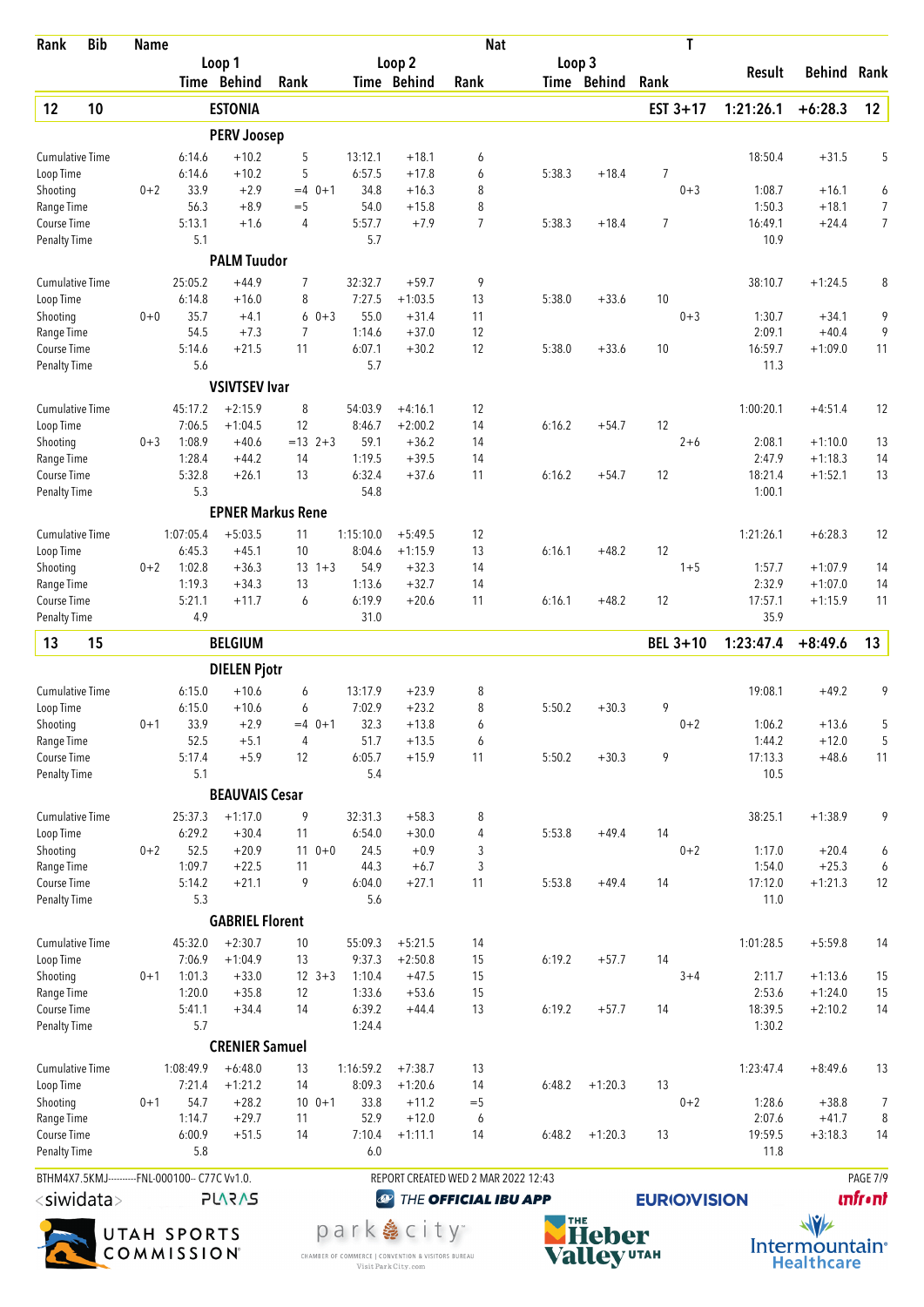| Rank | Bib | Name | | | | | | | Nat | | | | T | | | |
|---|---|---|---|---|---|---|---|---|---|---|---|---|---|---|---|---|
| | | | Loop 1 | | | Loop 2 | | | Loop 3 | | | | | | | |
| | | | Time | Behind | Rank | Time | Behind | Rank | Time | Behind | Rank | | | Result | Behind | Rank |
| **12** | **10** | **ESTONIA** | | | | | | | | | | | **EST 3+17** | **1:21:26.1** | **+6:28.3** | **12** |
| | | **PERV Joosep** | | | | | | | | | | | | | | |
| Cumulative Time | | | 6:14.6 | +10.2 | 5 | 13:12.1 | +18.1 | 6 | | | | | | 18:50.4 | +31.5 | 5 |
| Loop Time | | | 6:14.6 | +10.2 | 5 | 6:57.5 | +17.8 | 6 | 5:38.3 | +18.4 | 7 | | | | | |
| Shooting | | 0+2 | 33.9 | +2.9 | =4 | 0+1 34.8 | +16.3 | 8 | | | | | 0+3 | 1:08.7 | +16.1 | 6 |
| Range Time | | | 56.3 | +8.9 | =5 | 54.0 | +15.8 | 8 | | | | | | 1:50.3 | +18.1 | 7 |
| Course Time | | | 5:13.1 | +1.6 | 4 | 5:57.7 | +7.9 | 7 | 5:38.3 | +18.4 | 7 | | | 16:49.1 | +24.4 | 7 |
| Penalty Time | | | 5.1 | | | 5.7 | | | | | | | | 10.9 | | |
| | | **PALM Tuudor** | | | | | | | | | | | | | | |
| Cumulative Time | | | 25:05.2 | +44.9 | 7 | 32:32.7 | +59.7 | 9 | | | | | | 38:10.7 | +1:24.5 | 8 |
| Loop Time | | | 6:14.8 | +16.0 | 8 | 7:27.5 | +1:03.5 | 13 | 5:38.0 | +33.6 | 10 | | | | | |
| Shooting | | 0+0 | 35.7 | +4.1 | 6 | 0+3 55.0 | +31.4 | 11 | | | | | 0+3 | 1:30.7 | +34.1 | 9 |
| Range Time | | | 54.5 | +7.3 | 7 | 1:14.6 | +37.0 | 12 | | | | | | 2:09.1 | +40.4 | 9 |
| Course Time | | | 5:14.6 | +21.5 | 11 | 6:07.1 | +30.2 | 12 | 5:38.0 | +33.6 | 10 | | | 16:59.7 | +1:09.0 | 11 |
| Penalty Time | | | 5.6 | | | 5.7 | | | | | | | | 11.3 | | |
| | | **VSIVTSEV Ivar** | | | | | | | | | | | | | | |
| Cumulative Time | | | 45:17.2 | +2:15.9 | 8 | 54:03.9 | +4:16.1 | 12 | | | | | | 1:00:20.1 | +4:51.4 | 12 |
| Loop Time | | | 7:06.5 | +1:04.5 | 12 | 8:46.7 | +2:00.2 | 14 | 6:16.2 | +54.7 | 12 | | | | | |
| Shooting | | 0+3 | 1:08.9 | +40.6 | =13 | 2+3 59.1 | +36.2 | 14 | | | | | 2+6 | 2:08.1 | +1:10.0 | 13 |
| Range Time | | | 1:28.4 | +44.2 | 14 | 1:19.5 | +39.5 | 14 | | | | | | 2:47.9 | +1:18.3 | 14 |
| Course Time | | | 5:32.8 | +26.1 | 13 | 6:32.4 | +37.6 | 11 | 6:16.2 | +54.7 | 12 | | | 18:21.4 | +1:52.1 | 13 |
| Penalty Time | | | 5.3 | | | 54.8 | | | | | | | | 1:00.1 | | |
| | | **EPNER Markus Rene** | | | | | | | | | | | | | | |
| Cumulative Time | | | 1:07:05.4 | +5:03.5 | 11 | 1:15:10.0 | +5:49.5 | 12 | | | | | | 1:21:26.1 | +6:28.3 | 12 |
| Loop Time | | | 6:45.3 | +45.1 | 10 | 8:04.6 | +1:15.9 | 13 | 6:16.1 | +48.2 | 12 | | | | | |
| Shooting | | 0+2 | 1:02.8 | +36.3 | 13 | 1+3 54.9 | +32.3 | 14 | | | | | 1+5 | 1:57.7 | +1:07.9 | 14 |
| Range Time | | | 1:19.3 | +34.3 | 13 | 1:13.6 | +32.7 | 14 | | | | | | 2:32.9 | +1:07.0 | 14 |
| Course Time | | | 5:21.1 | +11.7 | 6 | 6:19.9 | +20.6 | 11 | 6:16.1 | +48.2 | 12 | | | 17:57.1 | +1:15.9 | 11 |
| Penalty Time | | | 4.9 | | | 31.0 | | | | | | | | 35.9 | | |
| **13** | **15** | **BELGIUM** | | | | | | | | | | | **BEL 3+10** | **1:23:47.4** | **+8:49.6** | **13** |
| | | **DIELEN Pjotr** | | | | | | | | | | | | | | |
| Cumulative Time | | | 6:15.0 | +10.6 | 6 | 13:17.9 | +23.9 | 8 | | | | | | 19:08.1 | +49.2 | 9 |
| Loop Time | | | 6:15.0 | +10.6 | 6 | 7:02.9 | +23.2 | 8 | 5:50.2 | +30.3 | 9 | | | | | |
| Shooting | | 0+1 | 33.9 | +2.9 | =4 | 0+1 32.3 | +13.8 | 6 | | | | | 0+2 | 1:06.2 | +13.6 | 5 |
| Range Time | | | 52.5 | +5.1 | 4 | 51.7 | +13.5 | 6 | | | | | | 1:44.2 | +12.0 | 5 |
| Course Time | | | 5:17.4 | +5.9 | 12 | 6:05.7 | +15.9 | 11 | 5:50.2 | +30.3 | 9 | | | 17:13.3 | +48.6 | 11 |
| Penalty Time | | | 5.1 | | | 5.4 | | | | | | | | 10.5 | | |
| | | **BEAUVAIS Cesar** | | | | | | | | | | | | | | |
| Cumulative Time | | | 25:37.3 | +1:17.0 | 9 | 32:31.3 | +58.3 | 8 | | | | | | 38:25.1 | +1:38.9 | 9 |
| Loop Time | | | 6:29.2 | +30.4 | 11 | 6:54.0 | +30.0 | 4 | 5:53.8 | +49.4 | 14 | | | | | |
| Shooting | | 0+2 | 52.5 | +20.9 | 11 | 0+0 24.5 | +0.9 | 3 | | | | | 0+2 | 1:17.0 | +20.4 | 6 |
| Range Time | | | 1:09.7 | +22.5 | 11 | 44.3 | +6.7 | 3 | | | | | | 1:54.0 | +25.3 | 6 |
| Course Time | | | 5:14.2 | +21.1 | 9 | 6:04.0 | +27.1 | 11 | 5:53.8 | +49.4 | 14 | | | 17:12.0 | +1:21.3 | 12 |
| Penalty Time | | | 5.3 | | | 5.6 | | | | | | | | 11.0 | | |
| | | **GABRIEL Florent** | | | | | | | | | | | | | | |
| Cumulative Time | | | 45:32.0 | +2:30.7 | 10 | 55:09.3 | +5:21.5 | 14 | | | | | | 1:01:28.5 | +5:59.8 | 14 |
| Loop Time | | | 7:06.9 | +1:04.9 | 13 | 9:37.3 | +2:50.8 | 15 | 6:19.2 | +57.7 | 14 | | | | | |
| Shooting | | 0+1 | 1:01.3 | +33.0 | 12 | 3+3 1:10.4 | +47.5 | 15 | | | | | 3+4 | 2:11.7 | +1:13.6 | 15 |
| Range Time | | | 1:20.0 | +35.8 | 12 | 1:33.6 | +53.6 | 15 | | | | | | 2:53.6 | +1:24.0 | 15 |
| Course Time | | | 5:41.1 | +34.4 | 14 | 6:39.2 | +44.4 | 13 | 6:19.2 | +57.7 | 14 | | | 18:39.5 | +2:10.2 | 14 |
| Penalty Time | | | 5.7 | | | 1:24.4 | | | | | | | | 1:30.2 | | |
| | | **CRENIER Samuel** | | | | | | | | | | | | | | |
| Cumulative Time | | | 1:08:49.9 | +6:48.0 | 13 | 1:16:59.2 | +7:38.7 | 13 | | | | | | 1:23:47.4 | +8:49.6 | 13 |
| Loop Time | | | 7:21.4 | +1:21.2 | 14 | 8:09.3 | +1:20.6 | 14 | 6:48.2 | +1:20.3 | 13 | | | | | |
| Shooting | | 0+1 | 54.7 | +28.2 | 10 | 0+1 33.8 | +11.2 | =5 | | | | | 0+2 | 1:28.6 | +38.8 | 7 |
| Range Time | | | 1:14.7 | +29.7 | 11 | 52.9 | +12.0 | 6 | | | | | | 2:07.6 | +41.7 | 8 |
| Course Time | | | 6:00.9 | +51.5 | 14 | 7:10.4 | +1:11.1 | 14 | 6:48.2 | +1:20.3 | 13 | | | 19:59.5 | +3:18.3 | 14 |
| Penalty Time | | | 5.8 | | | 6.0 | | | | | | | | 11.8 | | |

BTHM4X7.5KMJ---------FNL-000100-- C77C Vv1.0. REPORT CREATED WED 2 MAR 2022 12:43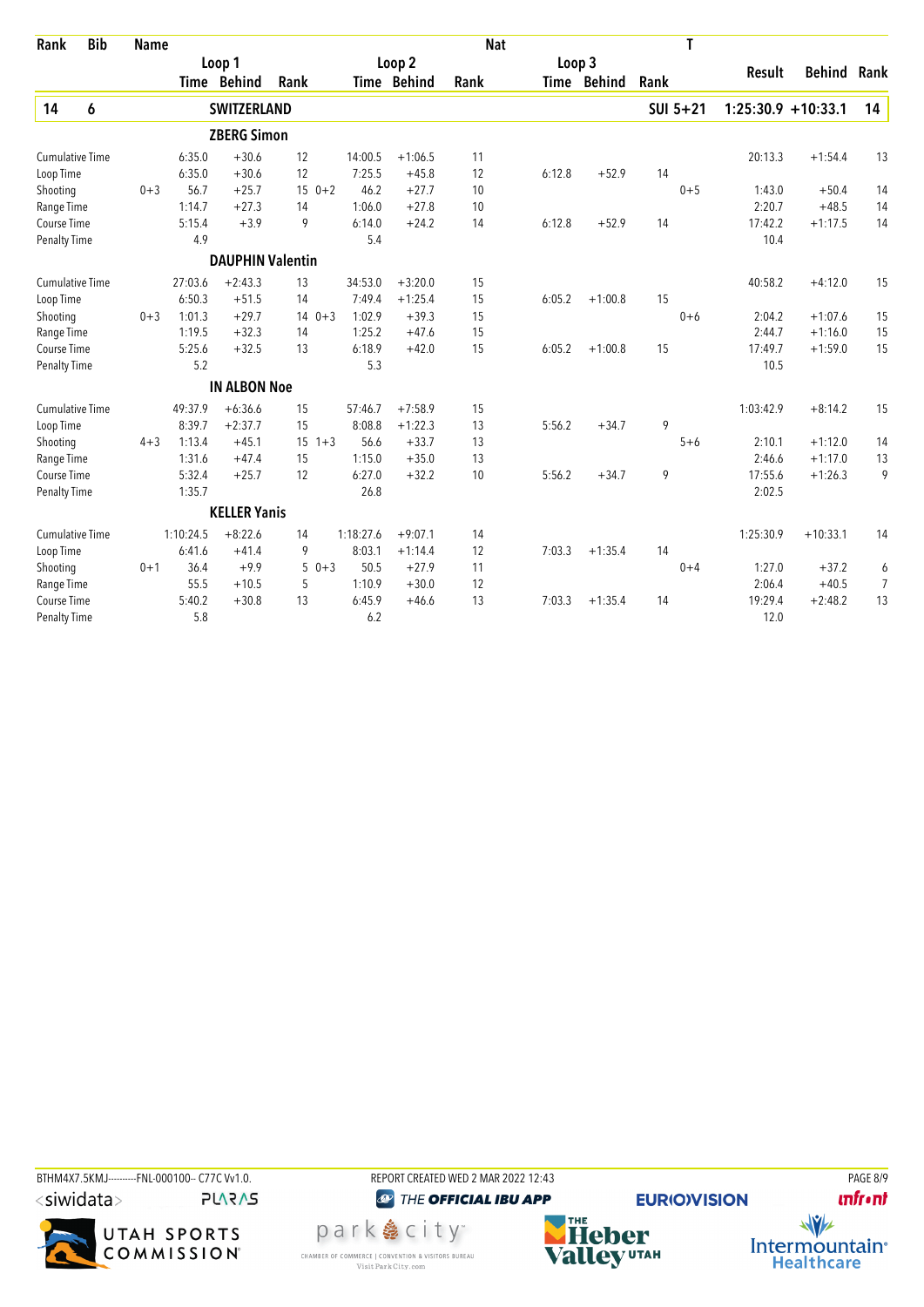| Rank | Bib | Name | | Loop 1 Time | Behind | Rank | | Loop 2 Time | Behind | Rank | Nat | Loop 3 Time | Behind | Rank | T | Result | Behind | Rank |
|---|---|---|---|---|---|---|---|---|---|---|---|---|---|---|---|---|---|---|
| 14 | 6 | SWITZERLAND | | | | | | | | | | | | | SUI 5+21 | 1:25:30.9 | +10:33.1 | 14 |
| | | **ZBERG Simon** | | | | | | | | | | | | | | | | |
| Cumulative Time | | | | 6:35.0 | +30.6 | 12 | | 14:00.5 | +1:06.5 | 11 | | | | | | 20:13.3 | +1:54.4 | 13 |
| Loop Time | | | | 6:35.0 | +30.6 | 12 | | 7:25.5 | +45.8 | 12 | | 6:12.8 | +52.9 | 14 | | | | |
| Shooting | | | 0+3 | 56.7 | +25.7 | 15 | 0+2 | 46.2 | +27.7 | 10 | | | | | 0+5 | 1:43.0 | +50.4 | 14 |
| Range Time | | | | 1:14.7 | +27.3 | 14 | | 1:06.0 | +27.8 | 10 | | | | | | 2:20.7 | +48.5 | 14 |
| Course Time | | | | 5:15.4 | +3.9 | 9 | | 6:14.0 | +24.2 | 14 | | 6:12.8 | +52.9 | 14 | | 17:42.2 | +1:17.5 | 14 |
| Penalty Time | | | | 4.9 | | | | 5.4 | | | | | | | | 10.4 | | |
| | | **DAUPHIN Valentin** | | | | | | | | | | | | | | | | |
| Cumulative Time | | | | 27:03.6 | +2:43.3 | 13 | | 34:53.0 | +3:20.0 | 15 | | | | | | 40:58.2 | +4:12.0 | 15 |
| Loop Time | | | | 6:50.3 | +51.5 | 14 | | 7:49.4 | +1:25.4 | 15 | | 6:05.2 | +1:00.8 | 15 | | | | |
| Shooting | | | 0+3 | 1:01.3 | +29.7 | 14 | 0+3 | 1:02.9 | +39.3 | 15 | | | | | 0+6 | 2:04.2 | +1:07.6 | 15 |
| Range Time | | | | 1:19.5 | +32.3 | 14 | | 1:25.2 | +47.6 | 15 | | | | | | 2:44.7 | +1:16.0 | 15 |
| Course Time | | | | 5:25.6 | +32.5 | 13 | | 6:18.9 | +42.0 | 15 | | 6:05.2 | +1:00.8 | 15 | | 17:49.7 | +1:59.0 | 15 |
| Penalty Time | | | | 5.2 | | | | 5.3 | | | | | | | | 10.5 | | |
| | | **IN ALBON Noe** | | | | | | | | | | | | | | | | |
| Cumulative Time | | | | 49:37.9 | +6:36.6 | 15 | | 57:46.7 | +7:58.9 | 15 | | | | | | 1:03:42.9 | +8:14.2 | 15 |
| Loop Time | | | | 8:39.7 | +2:37.7 | 15 | | 8:08.8 | +1:22.3 | 13 | | 5:56.2 | +34.7 | 9 | | | | |
| Shooting | | | 4+3 | 1:13.4 | +45.1 | 15 | 1+3 | 56.6 | +33.7 | 13 | | | | | 5+6 | 2:10.1 | +1:12.0 | 14 |
| Range Time | | | | 1:31.6 | +47.4 | 15 | | 1:15.0 | +35.0 | 13 | | | | | | 2:46.6 | +1:17.0 | 13 |
| Course Time | | | | 5:32.4 | +25.7 | 12 | | 6:27.0 | +32.2 | 10 | | 5:56.2 | +34.7 | 9 | | 17:55.6 | +1:26.3 | 9 |
| Penalty Time | | | | 1:35.7 | | | | 26.8 | | | | | | | | 2:02.5 | | |
| | | **KELLER Yanis** | | | | | | | | | | | | | | | | |
| Cumulative Time | | | | 1:10:24.5 | +8:22.6 | 14 | | 1:18:27.6 | +9:07.1 | 14 | | | | | | 1:25:30.9 | +10:33.1 | 14 |
| Loop Time | | | | 6:41.6 | +41.4 | 9 | | 8:03.1 | +1:14.4 | 12 | | 7:03.3 | +1:35.4 | 14 | | | | |
| Shooting | | | 0+1 | 36.4 | +9.9 | 5 | 0+3 | 50.5 | +27.9 | 11 | | | | | 0+4 | 1:27.0 | +37.2 | 6 |
| Range Time | | | | 55.5 | +10.5 | 5 | | 1:10.9 | +30.0 | 12 | | | | | | 2:06.4 | +40.5 | 7 |
| Course Time | | | | 5:40.2 | +30.8 | 13 | | 6:45.9 | +46.6 | 13 | | 7:03.3 | +1:35.4 | 14 | | 19:29.4 | +2:48.2 | 13 |
| Penalty Time | | | | 5.8 | | | | 6.2 | | | | | | | | 12.0 | | |

BTHM4X7.5KMJ----------FNL-000100-- C77C Vv1.0. REPORT CREATED WED 2 MAR 2022 12:43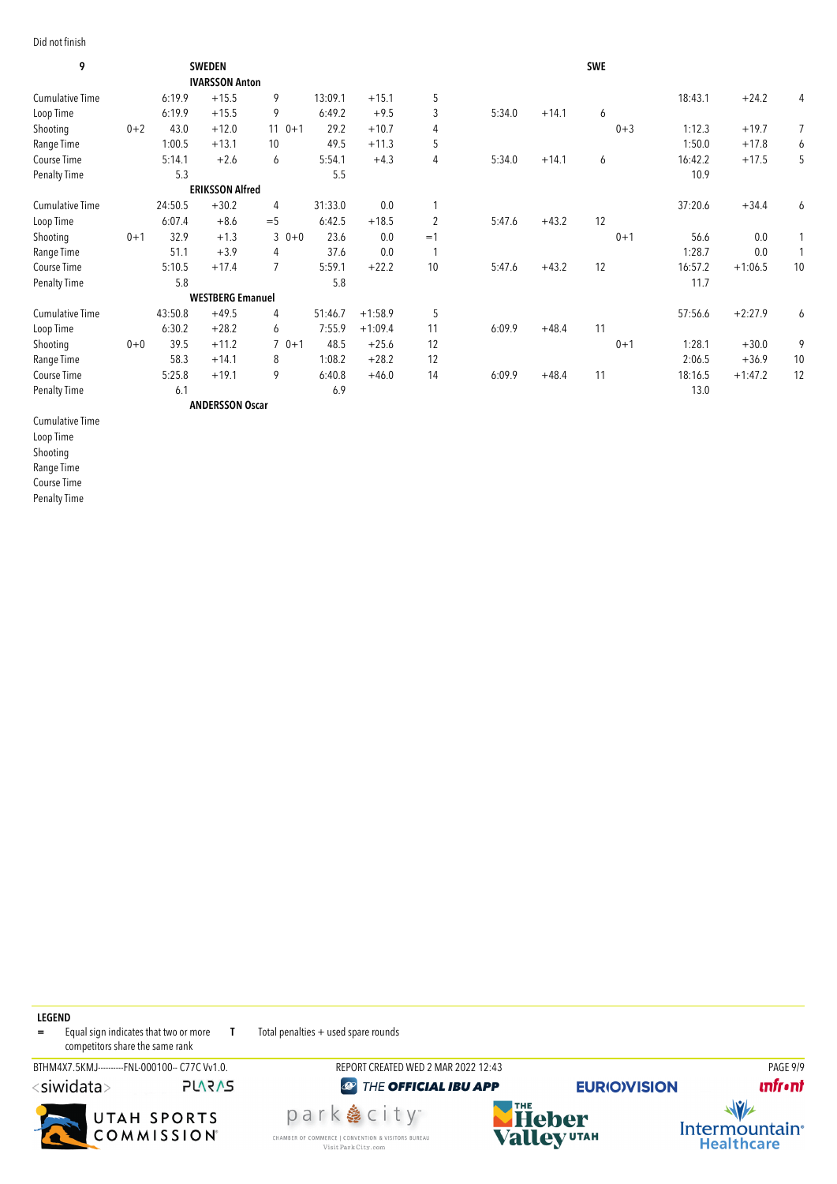Did not finish

| 9 | | SWEDEN | | | | | | | | | SWE | | | | |
|---|---|---|---|---|---|---|---|---|---|---|---|---|---|---|---|
| | | **IVARSSON Anton** | | | | | | | | | | | | | |
| Cumulative Time | | 6:19.9 | +15.5 | 9 | | 13:09.1 | +15.1 | 5 | | | | | 18:43.1 | +24.2 | 4 |
| Loop Time | | 6:19.9 | +15.5 | 9 | | 6:49.2 | +9.5 | 3 | 5:34.0 | +14.1 | 6 | | | | |
| Shooting | 0+2 | 43.0 | +12.0 | 11 | 0+1 | 29.2 | +10.7 | 4 | | | | 0+3 | 1:12.3 | +19.7 | 7 |
| Range Time | | 1:00.5 | +13.1 | 10 | | 49.5 | +11.3 | 5 | | | | | 1:50.0 | +17.8 | 6 |
| Course Time | | 5:14.1 | +2.6 | 6 | | 5:54.1 | +4.3 | 4 | 5:34.0 | +14.1 | 6 | | 16:42.2 | +17.5 | 5 |
| Penalty Time | | 5.3 | | | | 5.5 | | | | | | | 10.9 | | |
| | | **ERIKSSON Alfred** | | | | | | | | | | | | | |
| Cumulative Time | | 24:50.5 | +30.2 | 4 | | 31:33.0 | 0.0 | 1 | | | | | 37:20.6 | +34.4 | 6 |
| Loop Time | | 6:07.4 | +8.6 | =5 | | 6:42.5 | +18.5 | 2 | 5:47.6 | +43.2 | 12 | | | | |
| Shooting | 0+1 | 32.9 | +1.3 | 3 | 0+0 | 23.6 | 0.0 | =1 | | | | 0+1 | 56.6 | 0.0 | 1 |
| Range Time | | 51.1 | +3.9 | 4 | | 37.6 | 0.0 | 1 | | | | | 1:28.7 | 0.0 | 1 |
| Course Time | | 5:10.5 | +17.4 | 7 | | 5:59.1 | +22.2 | 10 | 5:47.6 | +43.2 | 12 | | 16:57.2 | +1:06.5 | 10 |
| Penalty Time | | 5.8 | | | | 5.8 | | | | | | | 11.7 | | |
| | | **WESTBERG Emanuel** | | | | | | | | | | | | | |
| Cumulative Time | | 43:50.8 | +49.5 | 4 | | 51:46.7 | +1:58.9 | 5 | | | | | 57:56.6 | +2:27.9 | 6 |
| Loop Time | | 6:30.2 | +28.2 | 6 | | 7:55.9 | +1:09.4 | 11 | 6:09.9 | +48.4 | 11 | | | | |
| Shooting | 0+0 | 39.5 | +11.2 | 7 | 0+1 | 48.5 | +25.6 | 12 | | | | 0+1 | 1:28.1 | +30.0 | 9 |
| Range Time | | 58.3 | +14.1 | 8 | | 1:08.2 | +28.2 | 12 | | | | | 2:06.5 | +36.9 | 10 |
| Course Time | | 5:25.8 | +19.1 | 9 | | 6:40.8 | +46.0 | 14 | 6:09.9 | +48.4 | 11 | | 18:16.5 | +1:47.2 | 12 |
| Penalty Time | | 6.1 | | | | 6.9 | | | | | | | 13.0 | | |
| | | **ANDERSSON Oscar** | | | | | | | | | | | | | |
| Cumulative Time | | | | | | | | | | | | | | | |
| Loop Time | | | | | | | | | | | | | | | |
| Shooting | | | | | | | | | | | | | | | |
| Range Time | | | | | | | | | | | | | | | |
| Course Time | | | | | | | | | | | | | | | |
| Penalty Time | | | | | | | | | | | | | | | |

**LEGEND**

= Equal sign indicates that two or more competitors share the same rank

T Total penalties + used spare rounds

BTHM4X7.5KMJ---------FNL-000100-- C77C Vv1.0. REPORT CREATED WED 2 MAR 2022 12:43